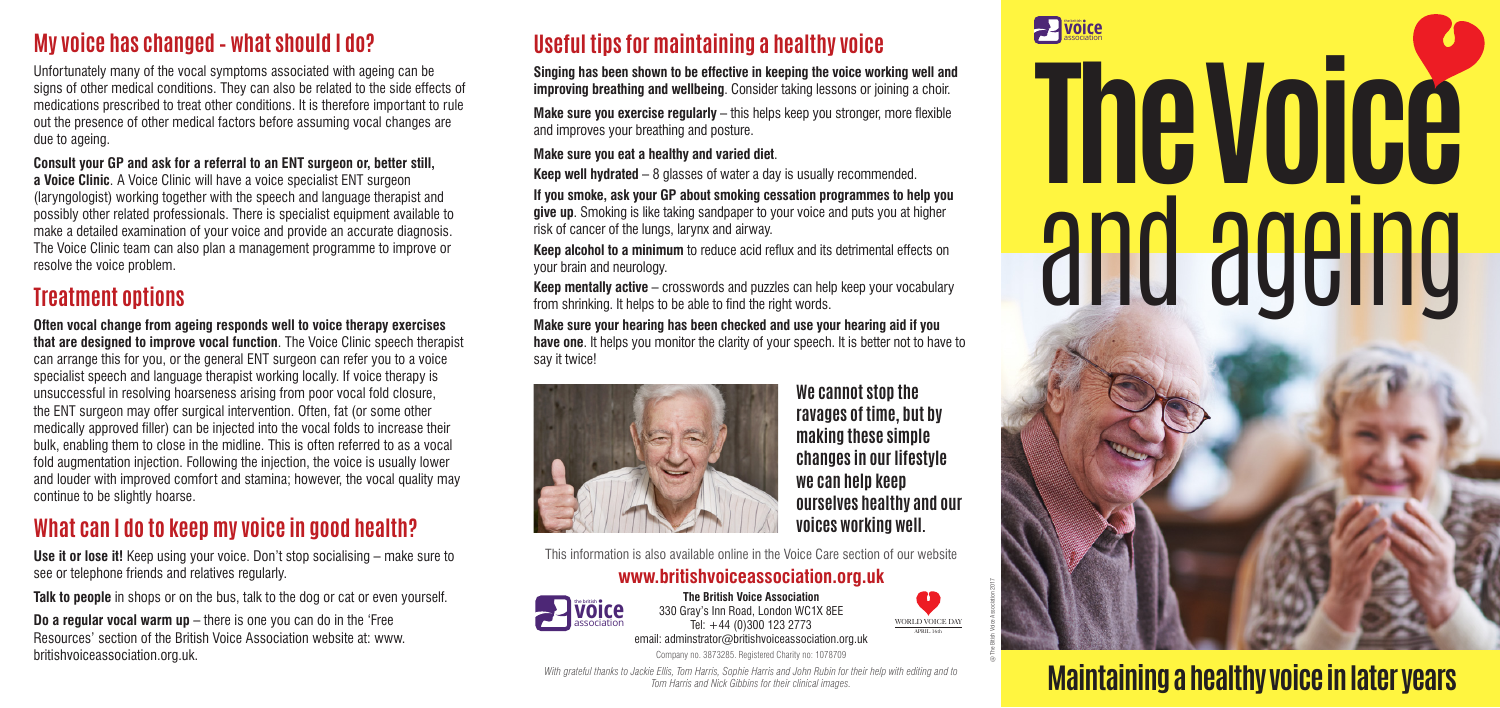## My voice has changed - what should I do?

Unfortunately many of the vocal symptoms associated with ageing can be signs of other medical conditions. They can also be related to the side effects of medications prescribed to treat other conditions. It is therefore important to rule out the presence of other medical factors before assuming vocal changes are due to ageing.

**Consult your GP and ask for a referral to an ENT surgeon or, better still, a Voice Clinic**. A Voice Clinic will have a voice specialist ENT surgeon (laryngologist) working together with the speech and language therapist and possibly other related professionals. There is specialist equipment available to make a detailed examination of your voice and provide an accurate diagnosis. The Voice Clinic team can also plan a management programme to improve or resolve the voice problem.

## Treatment options

**Often vocal change from ageing responds well to voice therapy exercises that are designed to improve vocal function**. The Voice Clinic speech therapist can arrange this for you, or the general ENT surgeon can refer you to a voice specialist speech and language therapist working locally. If voice therapy is unsuccessful in resolving hoarseness arising from poor vocal fold closure, the ENT surgeon may offer surgical intervention. Often, fat (or some other medically approved filler) can be injected into the vocal folds to increase their bulk, enabling them to close in the midline. This is often referred to as a vocal fold augmentation injection. Following the injection, the voice is usually lower and louder with improved comfort and stamina; however, the vocal quality may continue to be slightly hoarse.

## What can I do to keep my voice in good health?

**Use it or lose it!** Keep using your voice. Don't stop socialising – make sure to see or telephone friends and relatives regularly.

**Talk to people** in shops or on the bus, talk to the dog or cat or even yourself.

**Do a regular vocal warm up** – there is one you can do in the 'Free Resources' section of the British Voice Association website at: www.britishvoiceassociation.org.uk.

## Useful tips for maintaining a healthy voice

**Singing has been shown to be effective in keeping the voice working well and improving breathing and wellbeing**. Consider taking lessons or joining a choir.

**Make sure you exercise regularly** – this helps keep you stronger, more flexible and improves your breathing and posture.

**Make sure you eat a healthy and varied diet**.

**Keep well hydrated** – 8 glasses of water a day is usually recommended.

**If you smoke, ask your GP about smoking cessation programmes to help you give up**. Smoking is like taking sandpaper to your voice and puts you at higher risk of cancer of the lungs, larynx and airway.

**Keep alcohol to a minimum** to reduce acid reflux and its detrimental effects on your brain and neurology.

**Keep mentally active** – crosswords and puzzles can help keep your vocabulary from shrinking. It helps to be able to find the right words.

**Make sure your hearing has been checked and use your hearing aid if you have one**. It helps you monitor the clarity of your speech. It is better not to have to say it twice!

**We cannot stop the ravages of time, but by making these simple changes in our lifestyle we can help keep ourselves healthy and our voices working well.**

This information is also available online in the Voice Care section of our website

**www.britishvoiceassociation.org.uk**

**The British Voice Association**
330 Gray's Inn Road, London WC1X 8EE
Tel: +44 (0)300 123 2773
email: adminstrator@britishvoiceassociation.org.uk

WORLD VOICE DAY APRIL 16th

Company no. 3873285. Registered Charity no: 1078709

*With grateful thanks to Jackie Ellis, Tom Harris, Sophie Harris and John Rubin for their help with editing and to Tom Harris and Nick Gibbins for their clinical images.*

© The British Voice Association 2017

# The Voice and ageing

## Maintaining a healthy voice in later years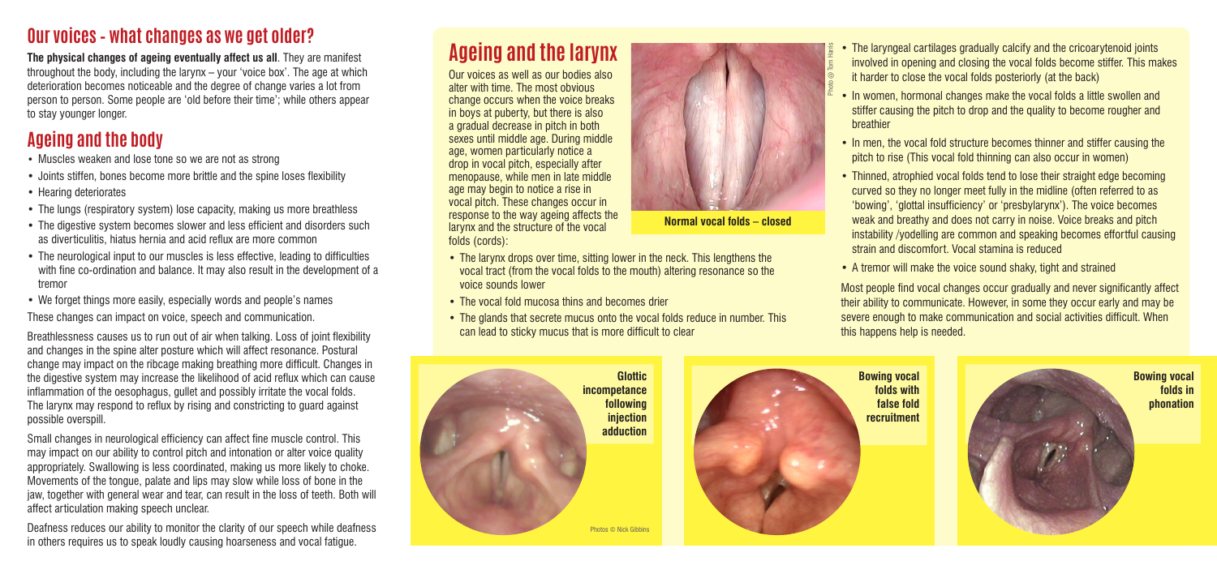## Our voices - what changes as we get older?

**The physical changes of ageing eventually affect us all**. They are manifest throughout the body, including the larynx – your 'voice box'. The age at which deterioration becomes noticeable and the degree of change varies a lot from person to person. Some people are 'old before their time'; while others appear to stay younger longer.

## Ageing and the body

- Muscles weaken and lose tone so we are not as strong
- Joints stiffen, bones become more brittle and the spine loses flexibility
- Hearing deteriorates
- The lungs (respiratory system) lose capacity, making us more breathless
- The digestive system becomes slower and less efficient and disorders such as diverticulitis, hiatus hernia and acid reflux are more common
- The neurological input to our muscles is less effective, leading to difficulties with fine co-ordination and balance. It may also result in the development of a tremor
- We forget things more easily, especially words and people's names

These changes can impact on voice, speech and communication.

Breathlessness causes us to run out of air when talking. Loss of joint flexibility and changes in the spine alter posture which will affect resonance. Postural change may impact on the ribcage making breathing more difficult. Changes in the digestive system may increase the likelihood of acid reflux which can cause inflammation of the oesophagus, gullet and possibly irritate the vocal folds. The larynx may respond to reflux by rising and constricting to guard against possible overspill.

Small changes in neurological efficiency can affect fine muscle control. This may impact on our ability to control pitch and intonation or alter voice quality appropriately. Swallowing is less coordinated, making us more likely to choke. Movements of the tongue, palate and lips may slow while loss of bone in the jaw, together with general wear and tear, can result in the loss of teeth. Both will affect articulation making speech unclear.

Deafness reduces our ability to monitor the clarity of our speech while deafness in others requires us to speak loudly causing hoarseness and vocal fatigue.

## Ageing and the larynx

Our voices as well as our bodies also alter with time. The most obvious change occurs when the voice breaks in boys at puberty, but there is also a gradual decrease in pitch in both sexes until middle age. During middle age, women particularly notice a drop in vocal pitch, especially after menopause, while men in late middle age may begin to notice a rise in vocal pitch. These changes occur in response to the way ageing affects the larynx and the structure of the vocal folds (cords):

**Normal vocal folds – closed**

Photo © Tom Harris

- The larynx drops over time, sitting lower in the neck. This lengthens the vocal tract (from the vocal folds to the mouth) altering resonance so the voice sounds lower
- The vocal fold mucosa thins and becomes drier
- The glands that secrete mucus onto the vocal folds reduce in number. This can lead to sticky mucus that is more difficult to clear
- The laryngeal cartilages gradually calcify and the cricoarytenoid joints involved in opening and closing the vocal folds become stiffer. This makes it harder to close the vocal folds posteriorly (at the back)
- In women, hormonal changes make the vocal folds a little swollen and stiffer causing the pitch to drop and the quality to become rougher and breathier
- In men, the vocal fold structure becomes thinner and stiffer causing the pitch to rise (This vocal fold thinning can also occur in women)
- Thinned, atrophied vocal folds tend to lose their straight edge becoming curved so they no longer meet fully in the midline (often referred to as 'bowing', 'glottal insufficiency' or 'presbylarynx'). The voice becomes weak and breathy and does not carry in noise. Voice breaks and pitch instability /yodelling are common and speaking becomes effortful causing strain and discomfort. Vocal stamina is reduced
- A tremor will make the voice sound shaky, tight and strained

Most people find vocal changes occur gradually and never significantly affect their ability to communicate. However, in some they occur early and may be severe enough to make communication and social activities difficult. When this happens help is needed.

**Glottic incompetance following injection adduction**

Photos © Nick Gibbins

**Bowing vocal folds with false fold recruitment**

**Bowing vocal folds in phonation**